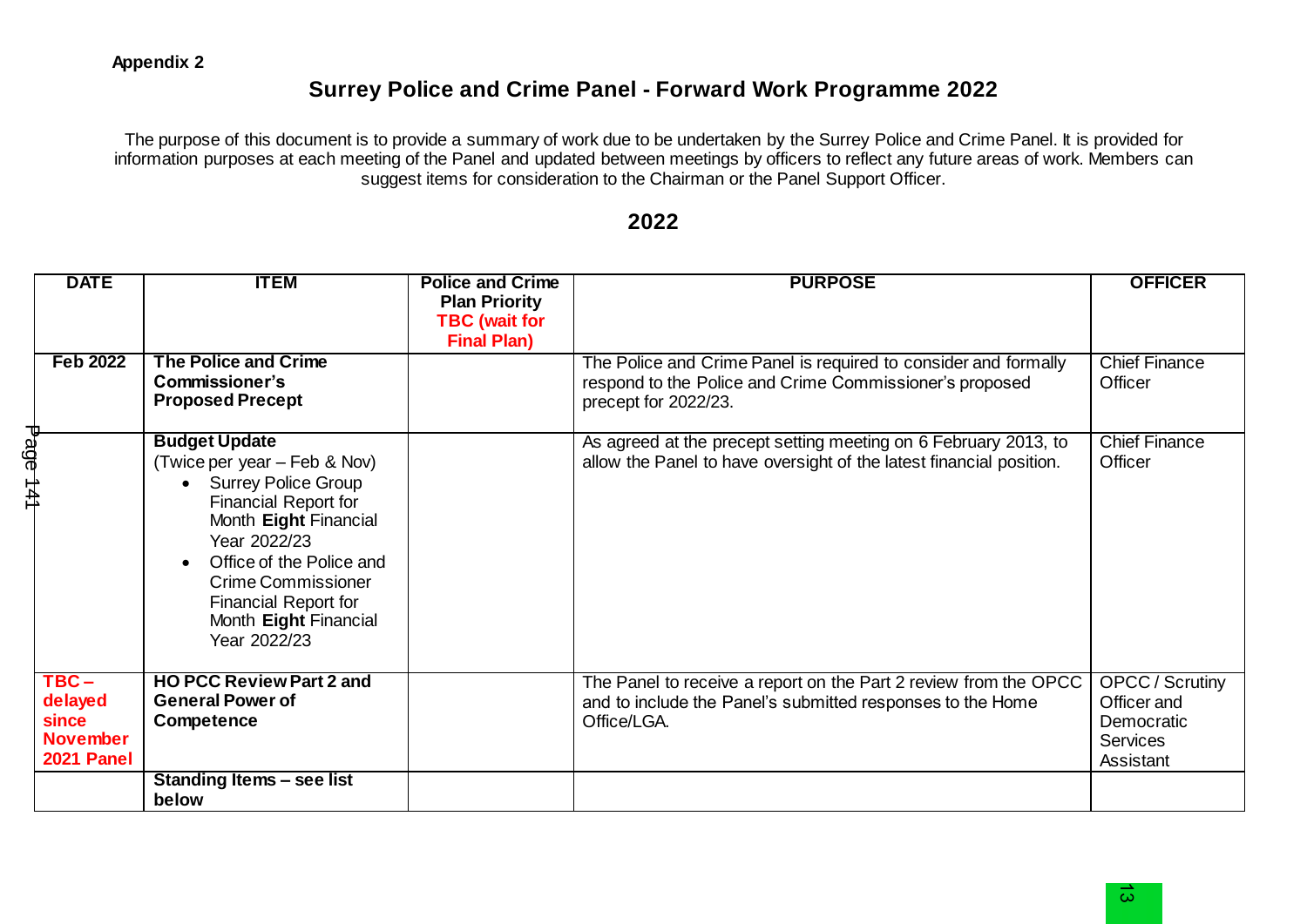**Appendix 2**

# Surrey Police and Crime Panel - Forward Work Programme 2022

The purpose of this document is to provide a summary of work due to be undertaken by the Surrey Police and Crime Panel. It is provided for information purposes at each meeting of the Panel and updated between meetings by officers to reflect any future areas of work. Members can suggest items for consideration to the Chairman or the Panel Support Officer.

## 2022

| DATE | ITEM | Police and Crime Plan Priority **TBC (wait for Final Plan)** | PURPOSE | OFFICER |
|---|---|---|---|---|
| **Feb 2022** | **The Police and Crime Commissioner's Proposed Precept** | | The Police and Crime Panel is required to consider and formally respond to the Police and Crime Commissioner's proposed precept for 2022/23. | Chief Finance Officer |
| | **Budget Update** (Twice per year – Feb & Nov) <br>• Surrey Police Group Financial Report for Month **Eight** Financial Year 2022/23 <br>• Office of the Police and Crime Commissioner Financial Report for Month **Eight** Financial Year 2022/23 | | As agreed at the precept setting meeting on 6 February 2013, to allow the Panel to have oversight of the latest financial position. | Chief Finance Officer |
| **TBC – delayed since November 2021 Panel** | **HO PCC Review Part 2 and General Power of Competence** | | The Panel to receive a report on the Part 2 review from the OPCC and to include the Panel's submitted responses to the Home Office/LGA. | OPCC / Scrutiny Officer and Democratic Services Assistant |
| | **Standing Items – see list below** | | | |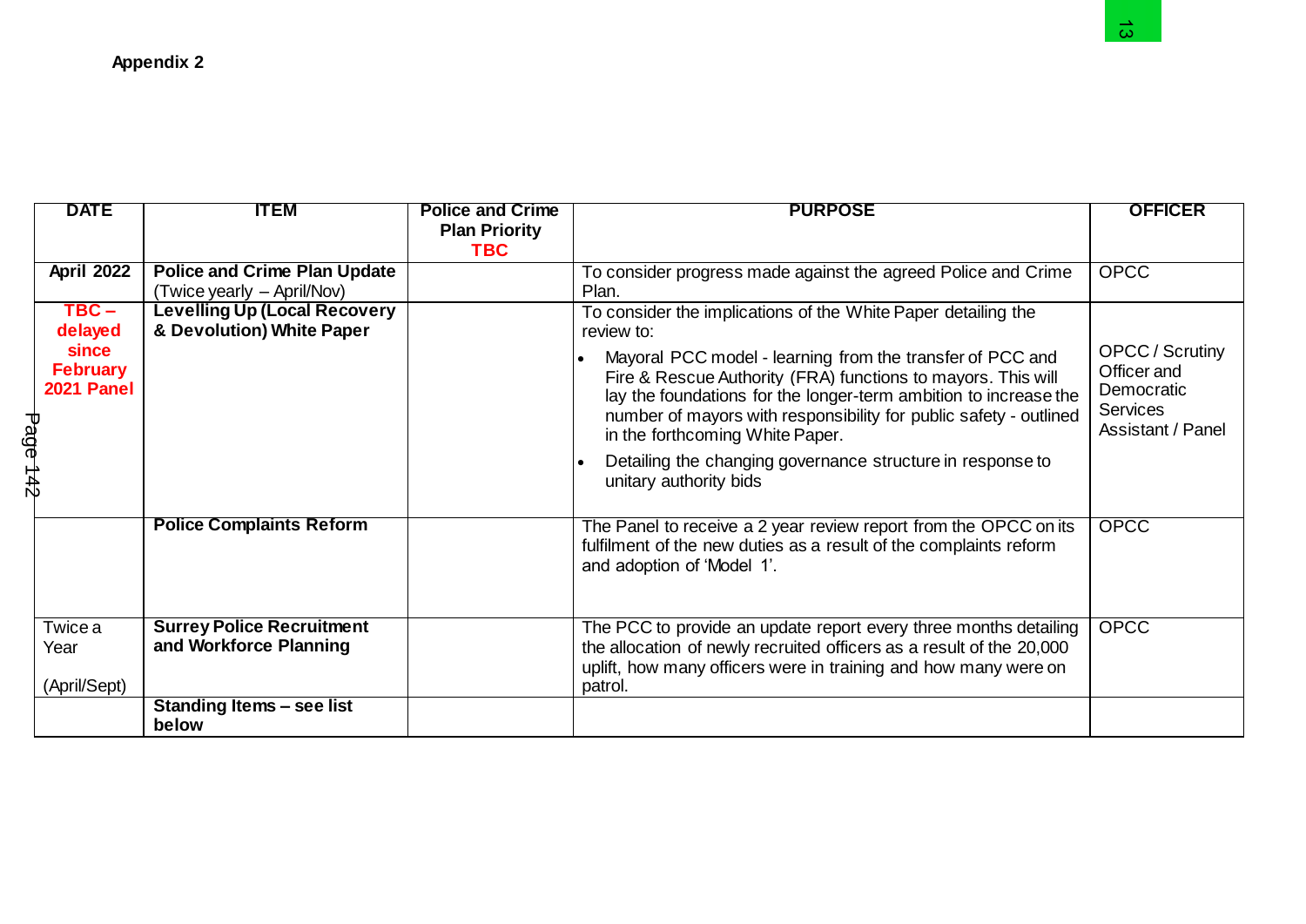**Appendix 2**

| DATE | ITEM | Police and Crime Plan Priority **TBC** | PURPOSE | OFFICER |
|---|---|---|---|---|
| **April 2022** | **Police and Crime Plan Update** (Twice yearly – April/Nov) | | To consider progress made against the agreed Police and Crime Plan. | OPCC |
| **TBC – delayed since February 2021 Panel** | **Levelling Up (Local Recovery & Devolution) White Paper** | | To consider the implications of the White Paper detailing the review to: <br>• Mayoral PCC model - learning from the transfer of PCC and Fire & Rescue Authority (FRA) functions to mayors. This will lay the foundations for the longer-term ambition to increase the number of mayors with responsibility for public safety - outlined in the forthcoming White Paper. <br>• Detailing the changing governance structure in response to unitary authority bids | OPCC / Scrutiny Officer and Democratic Services Assistant / Panel |
| | **Police Complaints Reform** | | The Panel to receive a 2 year review report from the OPCC on its fulfilment of the new duties as a result of the complaints reform and adoption of 'Model 1'. | OPCC |
| Twice a Year (April/Sept) | **Surrey Police Recruitment and Workforce Planning** | | The PCC to provide an update report every three months detailing the allocation of newly recruited officers as a result of the 20,000 uplift, how many officers were in training and how many were on patrol. | OPCC |
| | **Standing Items – see list below** | | | |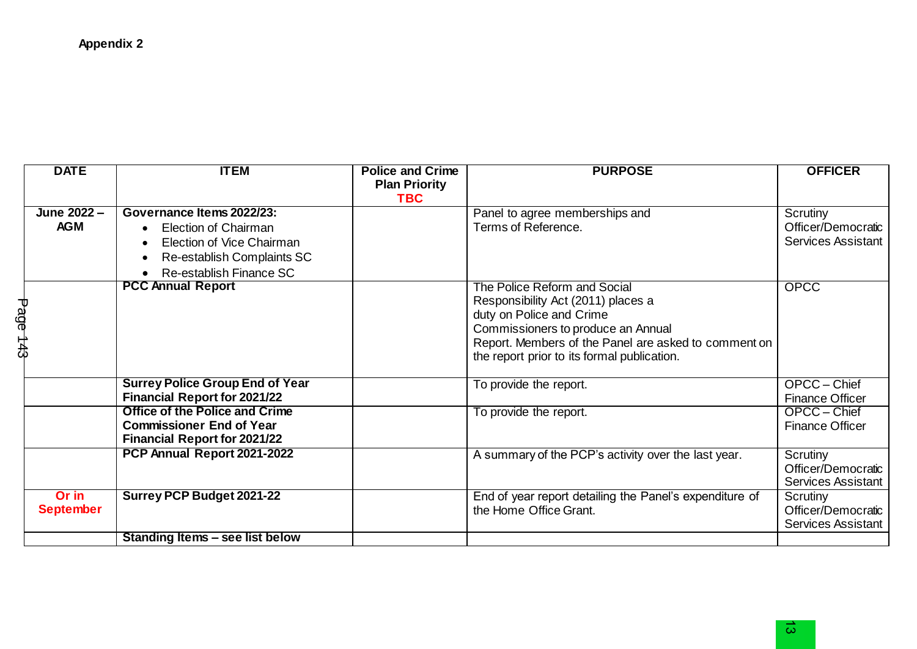**Appendix 2**

| DATE | ITEM | Police and Crime Plan Priority TBC | PURPOSE | OFFICER |
|---|---|---|---|---|
| June 2022 – AGM | **Governance Items 2022/23:**<br>• Election of Chairman<br>• Election of Vice Chairman<br>• Re-establish Complaints SC<br>• Re-establish Finance SC | | Panel to agree memberships and Terms of Reference. | Scrutiny Officer/Democratic Services Assistant |
| | **PCC Annual Report** | | The Police Reform and Social Responsibility Act (2011) places a duty on Police and Crime Commissioners to produce an Annual Report. Members of the Panel are asked to comment on the report prior to its formal publication. | OPCC |
| | **Surrey Police Group End of Year Financial Report for 2021/22** | | To provide the report. | OPCC – Chief Finance Officer |
| | **Office of the Police and Crime Commissioner End of Year Financial Report for 2021/22** | | To provide the report. | OPCC – Chief Finance Officer |
| | **PCP Annual Report 2021-2022** | | A summary of the PCP's activity over the last year. | Scrutiny Officer/Democratic Services Assistant |
| Or in September | **Surrey PCP Budget 2021-22** | | End of year report detailing the Panel's expenditure of the Home Office Grant. | Scrutiny Officer/Democratic Services Assistant |
| | **Standing Items – see list below** | | | |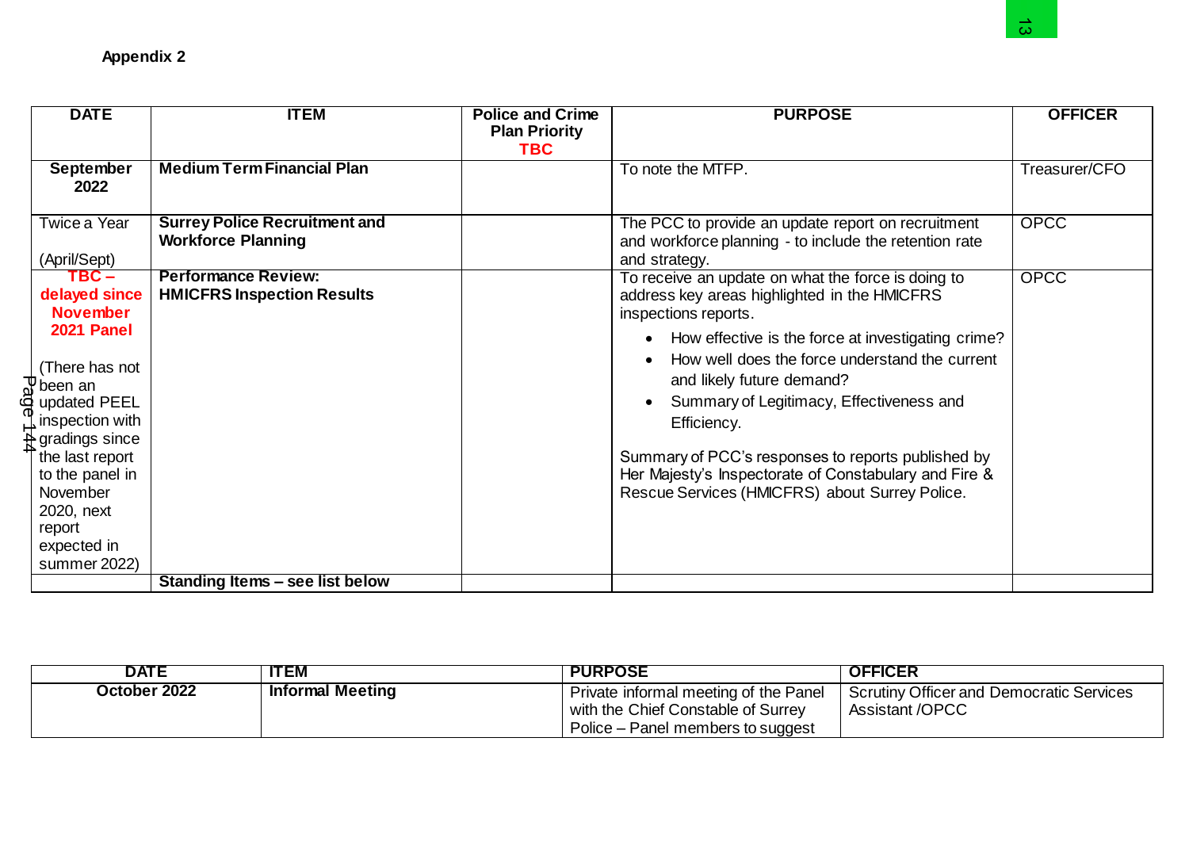**Appendix 2**

| DATE | ITEM | Police and Crime Plan Priority TBC | PURPOSE | OFFICER |
|---|---|---|---|---|
| **September 2022** | **Medium Term Financial Plan** | | To note the MTFP. | Treasurer/CFO |
| Twice a Year (April/Sept) | **Surrey Police Recruitment and Workforce Planning** | | The PCC to provide an update report on recruitment and workforce planning - to include the retention rate and strategy. | OPCC |
| **TBC – delayed since November 2021 Panel** (There has not been an updated PEEL inspection with gradings since the last report to the panel in November 2020, next report expected in summer 2022) | **Performance Review: HMICFRS Inspection Results** | | To receive an update on what the force is doing to address key areas highlighted in the HMICFRS inspections reports. • How effective is the force at investigating crime? • How well does the force understand the current and likely future demand? • Summary of Legitimacy, Effectiveness and Efficiency. Summary of PCC's responses to reports published by Her Majesty's Inspectorate of Constabulary and Fire & Rescue Services (HMICFRS) about Surrey Police. | OPCC |
| | **Standing Items – see list below** | | | |

| DATE | ITEM | PURPOSE | OFFICER |
|---|---|---|---|
| **October 2022** | **Informal Meeting** | Private informal meeting of the Panel with the Chief Constable of Surrey Police – Panel members to suggest | Scrutiny Officer and Democratic Services Assistant /OPCC |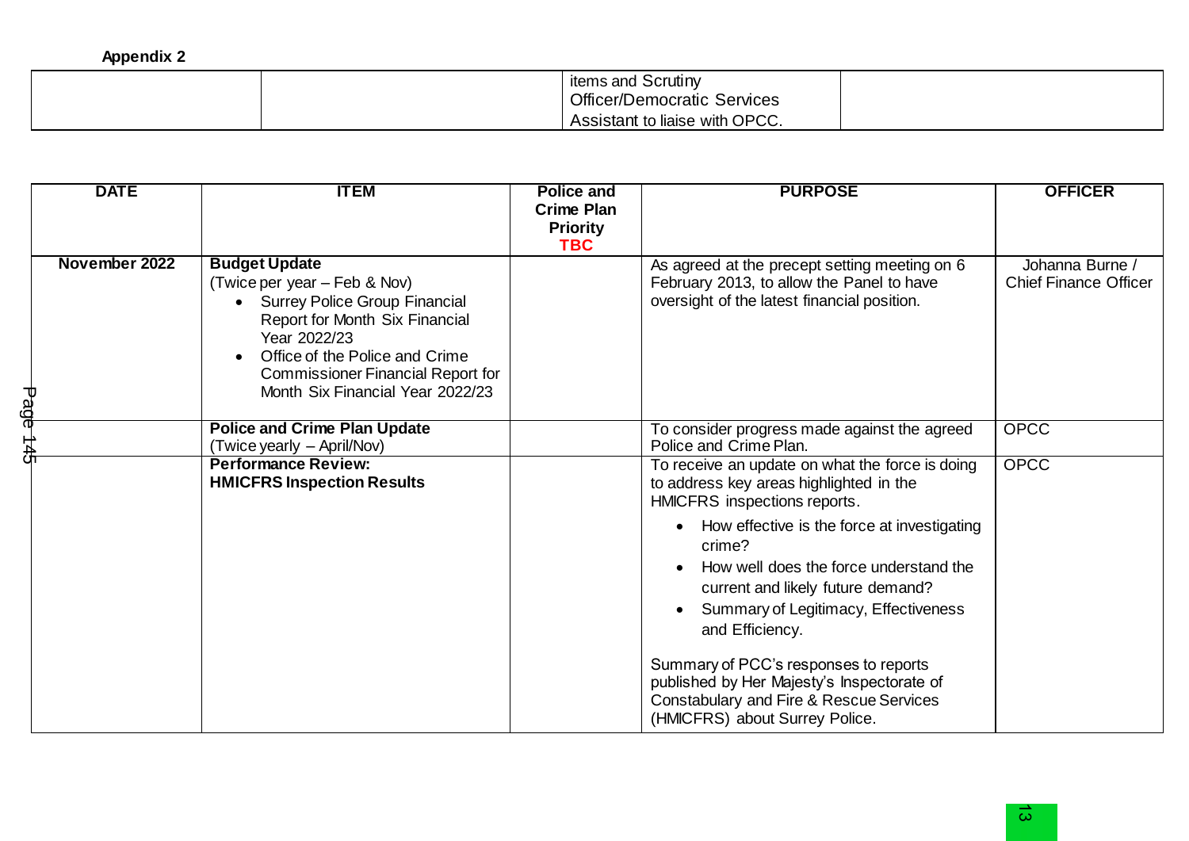**Appendix 2**

| | | | |
|---|---|---|---|
| | | items and Scrutiny Officer/Democratic Services Assistant to liaise with OPCC. | |

| DATE | ITEM | Police and Crime Plan Priority TBC | PURPOSE | OFFICER |
|---|---|---|---|---|
| November 2022 | **Budget Update** (Twice per year – Feb & Nov) <br>• Surrey Police Group Financial Report for Month Six Financial Year 2022/23 <br>• Office of the Police and Crime Commissioner Financial Report for Month Six Financial Year 2022/23 | | As agreed at the precept setting meeting on 6 February 2013, to allow the Panel to have oversight of the latest financial position. | Johanna Burne / Chief Finance Officer |
| | **Police and Crime Plan Update** (Twice yearly – April/Nov) | | To consider progress made against the agreed Police and Crime Plan. | OPCC |
| | **Performance Review: HMICFRS Inspection Results** | | To receive an update on what the force is doing to address key areas highlighted in the HMICFRS inspections reports. <br>• How effective is the force at investigating crime? <br>• How well does the force understand the current and likely future demand? <br>• Summary of Legitimacy, Effectiveness and Efficiency. <br><br>Summary of PCC's responses to reports published by Her Majesty's Inspectorate of Constabulary and Fire & Rescue Services (HMICFRS) about Surrey Police. | OPCC |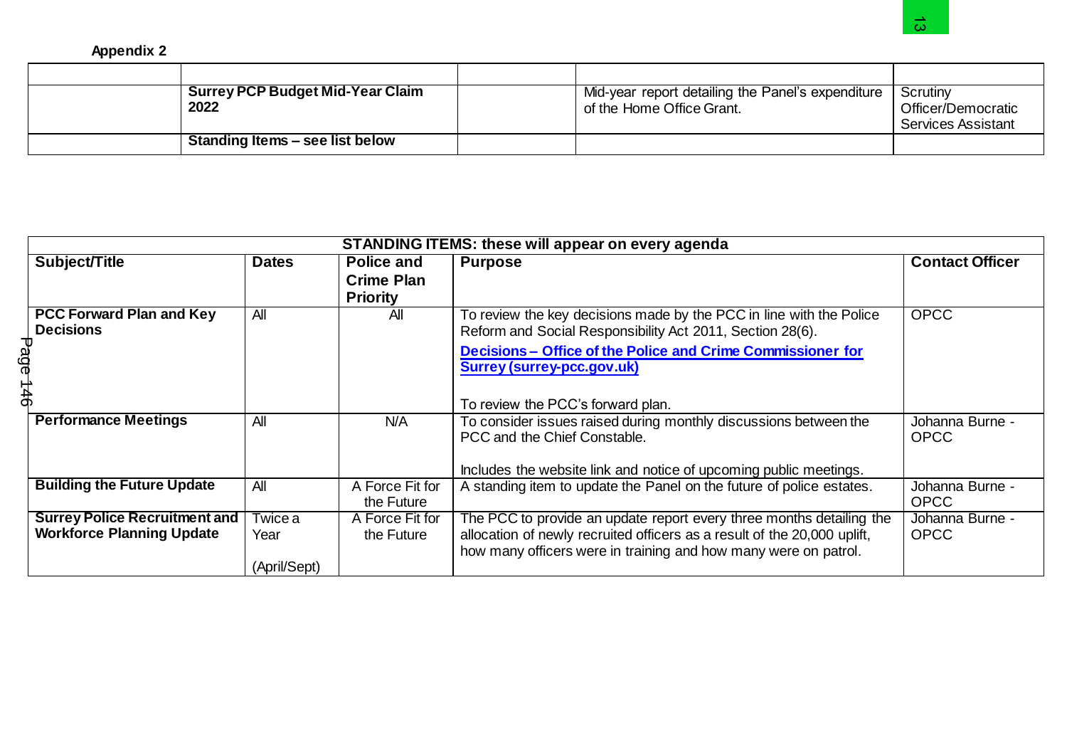**Appendix 2**

| | | | | |
|---|---|---|---|---|
| | **Surrey PCP Budget Mid-Year Claim 2022** | | Mid-year report detailing the Panel's expenditure of the Home Office Grant. | Scrutiny Officer/Democratic Services Assistant |
| | **Standing Items – see list below** | | | |

| **STANDING ITEMS: these will appear on every agenda** | | | | |
|---|---|---|---|---|
| **Subject/Title** | **Dates** | **Police and Crime Plan Priority** | **Purpose** | **Contact Officer** |
| **PCC Forward Plan and Key Decisions** | All | All | To review the key decisions made by the PCC in line with the Police Reform and Social Responsibility Act 2011, Section 28(6). **Decisions – Office of the Police and Crime Commissioner for Surrey (surrey-pcc.gov.uk)** To review the PCC's forward plan. | OPCC |
| **Performance Meetings** | All | N/A | To consider issues raised during monthly discussions between the PCC and the Chief Constable. Includes the website link and notice of upcoming public meetings. | Johanna Burne - OPCC |
| **Building the Future Update** | All | A Force Fit for the Future | A standing item to update the Panel on the future of police estates. | Johanna Burne - OPCC |
| **Surrey Police Recruitment and Workforce Planning Update** | Twice a Year (April/Sept) | A Force Fit for the Future | The PCC to provide an update report every three months detailing the allocation of newly recruited officers as a result of the 20,000 uplift, how many officers were in training and how many were on patrol. | Johanna Burne - OPCC |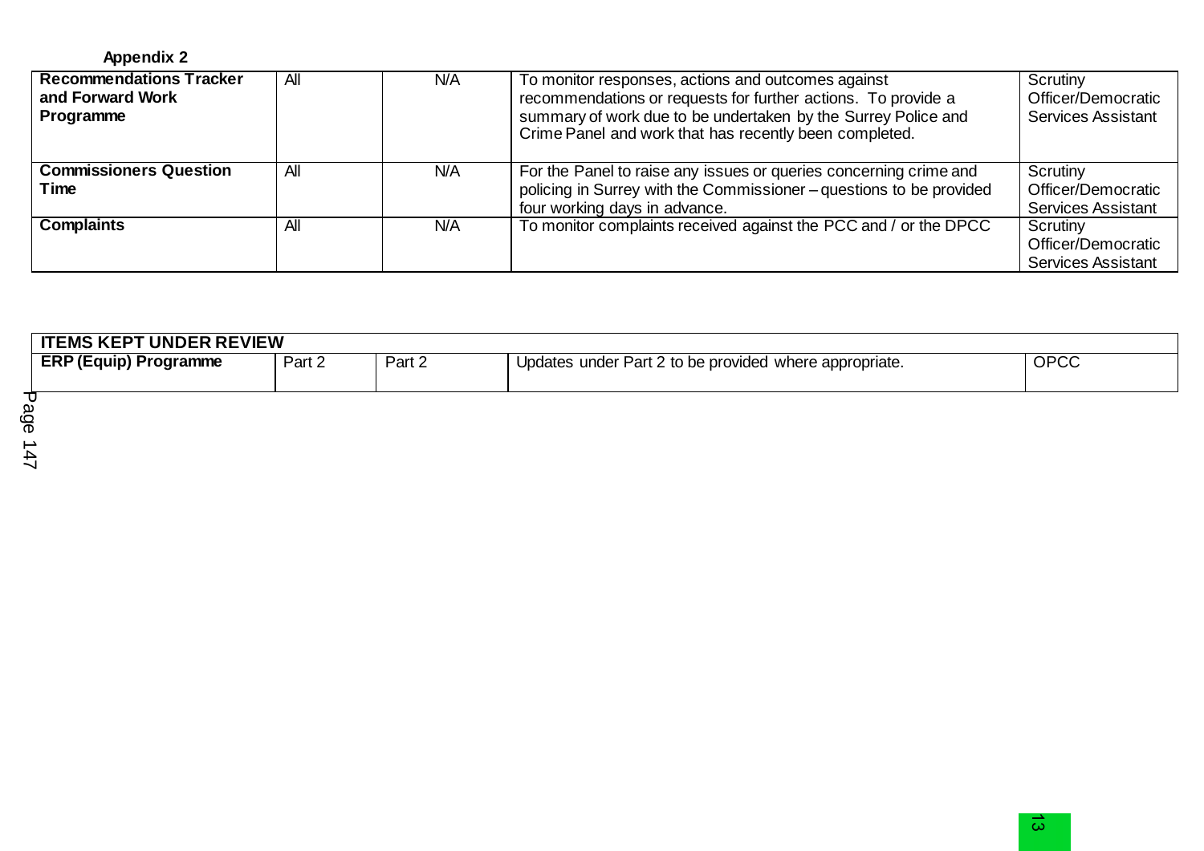**Appendix 2**

| | | | | |
|---|---|---|---|---|
| **Recommendations Tracker and Forward Work Programme** | All | N/A | To monitor responses, actions and outcomes against recommendations or requests for further actions. To provide a summary of work due to be undertaken by the Surrey Police and Crime Panel and work that has recently been completed. | Scrutiny Officer/Democratic Services Assistant |
| **Commissioners Question Time** | All | N/A | For the Panel to raise any issues or queries concerning crime and policing in Surrey with the Commissioner – questions to be provided four working days in advance. | Scrutiny Officer/Democratic Services Assistant |
| **Complaints** | All | N/A | To monitor complaints received against the PCC and / or the DPCC | Scrutiny Officer/Democratic Services Assistant |

| **ITEMS KEPT UNDER REVIEW** | | | | |
|---|---|---|---|---|
| **ERP (Equip) Programme** | Part 2 | Part 2 | Updates under Part 2 to be provided where appropriate. | OPCC |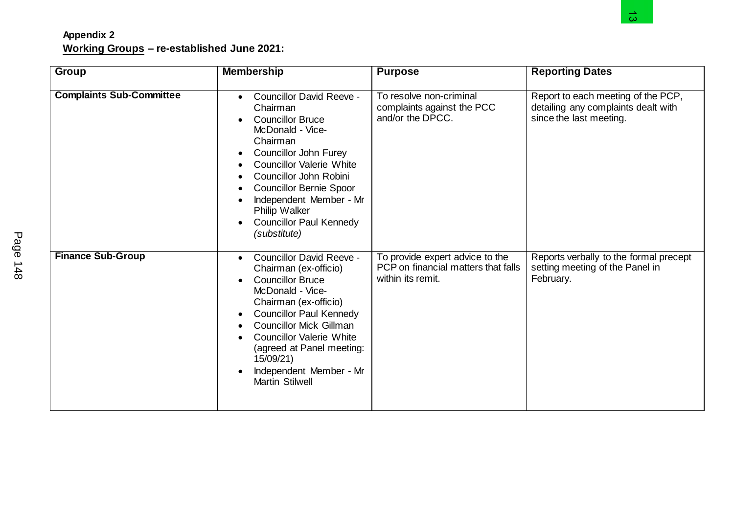**Appendix 2**

**Working Groups – re-established June 2021:**

| Group | Membership | Purpose | Reporting Dates |
|---|---|---|---|
| **Complaints Sub-Committee** | • Councillor David Reeve - Chairman<br>• Councillor Bruce McDonald - Vice-Chairman<br>• Councillor John Furey<br>• Councillor Valerie White<br>• Councillor John Robini<br>• Councillor Bernie Spoor<br>• Independent Member - Mr Philip Walker<br>• Councillor Paul Kennedy *(substitute)* | To resolve non-criminal complaints against the PCC and/or the DPCC. | Report to each meeting of the PCP, detailing any complaints dealt with since the last meeting. |
| **Finance Sub-Group** | • Councillor David Reeve - Chairman (ex-officio)<br>• Councillor Bruce McDonald - Vice-Chairman (ex-officio)<br>• Councillor Paul Kennedy<br>• Councillor Mick Gillman<br>• Councillor Valerie White (agreed at Panel meeting: 15/09/21)<br>• Independent Member - Mr Martin Stilwell | To provide expert advice to the PCP on financial matters that falls within its remit. | Reports verbally to the formal precept setting meeting of the Panel in February. |